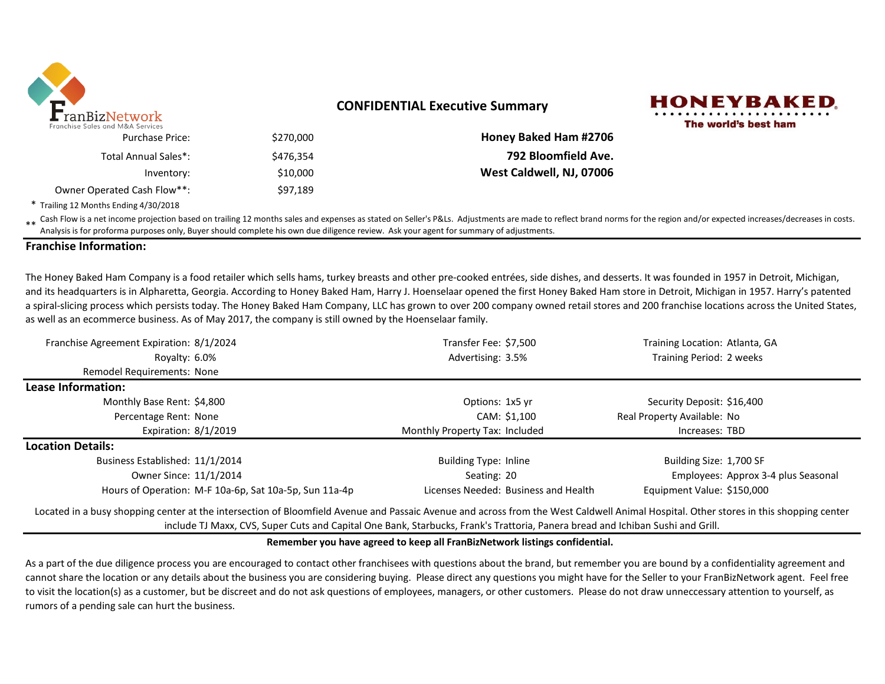FranBizNetwork
Franchise Sales and M&A Services

# CONFIDENTIAL Executive Summary

HONEYBAKED
The world's best ham

| | | |
|---|---|---|
| Purchase Price: | $270,000 | **Honey Baked Ham #2706** |
| Total Annual Sales*: | $476,354 | **792 Bloomfield Ave.** |
| Inventory: | $10,000 | **West Caldwell, NJ, 07006** |
| Owner Operated Cash Flow**: | $97,189 | |

\* Trailing 12 Months Ending 4/30/2018

\*\* Cash Flow is a net income projection based on trailing 12 months sales and expenses as stated on Seller's P&Ls. Adjustments are made to reflect brand norms for the region and/or expected increases/decreases in costs. Analysis is for proforma purposes only, Buyer should complete his own due diligence review. Ask your agent for summary of adjustments.

## Franchise Information:

The Honey Baked Ham Company is a food retailer which sells hams, turkey breasts and other pre-cooked entrées, side dishes, and desserts. It was founded in 1957 in Detroit, Michigan, and its headquarters is in Alpharetta, Georgia. According to Honey Baked Ham, Harry J. Hoenselaar opened the first Honey Baked Ham store in Detroit, Michigan in 1957. Harry's patented a spiral-slicing process which persists today. The Honey Baked Ham Company, LLC has grown to over 200 company owned retail stores and 200 franchise locations across the United States, as well as an ecommerce business. As of May 2017, the company is still owned by the Hoenselaar family.

| | | | | | |
|---|---|---|---|---|---|
| Franchise Agreement Expiration: | 8/1/2024 | Transfer Fee: | $7,500 | Training Location: | Atlanta, GA |
| Royalty: | 6.0% | Advertising: | 3.5% | Training Period: | 2 weeks |
| Remodel Requirements: | None | | | | |

## Lease Information:

| | | | | | |
|---|---|---|---|---|---|
| Monthly Base Rent: | $4,800 | Options: | 1x5 yr | Security Deposit: | $16,400 |
| Percentage Rent: | None | CAM: | $1,100 | Real Property Available: | No |
| Expiration: | 8/1/2019 | Monthly Property Tax: | Included | Increases: | TBD |

## Location Details:

| | | | | | |
|---|---|---|---|---|---|
| Business Established: | 11/1/2014 | Building Type: | Inline | Building Size: | 1,700 SF |
| Owner Since: | 11/1/2014 | Seating: | 20 | Employees: | Approx 3-4 plus Seasonal |
| Hours of Operation: | M-F 10a-6p, Sat 10a-5p, Sun 11a-4p | Licenses Needed: | Business and Health | Equipment Value: | $150,000 |

Located in a busy shopping center at the intersection of Bloomfield Avenue and Passaic Avenue and across from the West Caldwell Animal Hospital. Other stores in this shopping center include TJ Maxx, CVS, Super Cuts and Capital One Bank, Starbucks, Frank's Trattoria, Panera bread and Ichiban Sushi and Grill.

**Remember you have agreed to keep all FranBizNetwork listings confidential.**

As a part of the due diligence process you are encouraged to contact other franchisees with questions about the brand, but remember you are bound by a confidentiality agreement and cannot share the location or any details about the business you are considering buying. Please direct any questions you might have for the Seller to your FranBizNetwork agent. Feel free to visit the location(s) as a customer, but be discreet and do not ask questions of employees, managers, or other customers. Please do not draw unneccessary attention to yourself, as rumors of a pending sale can hurt the business.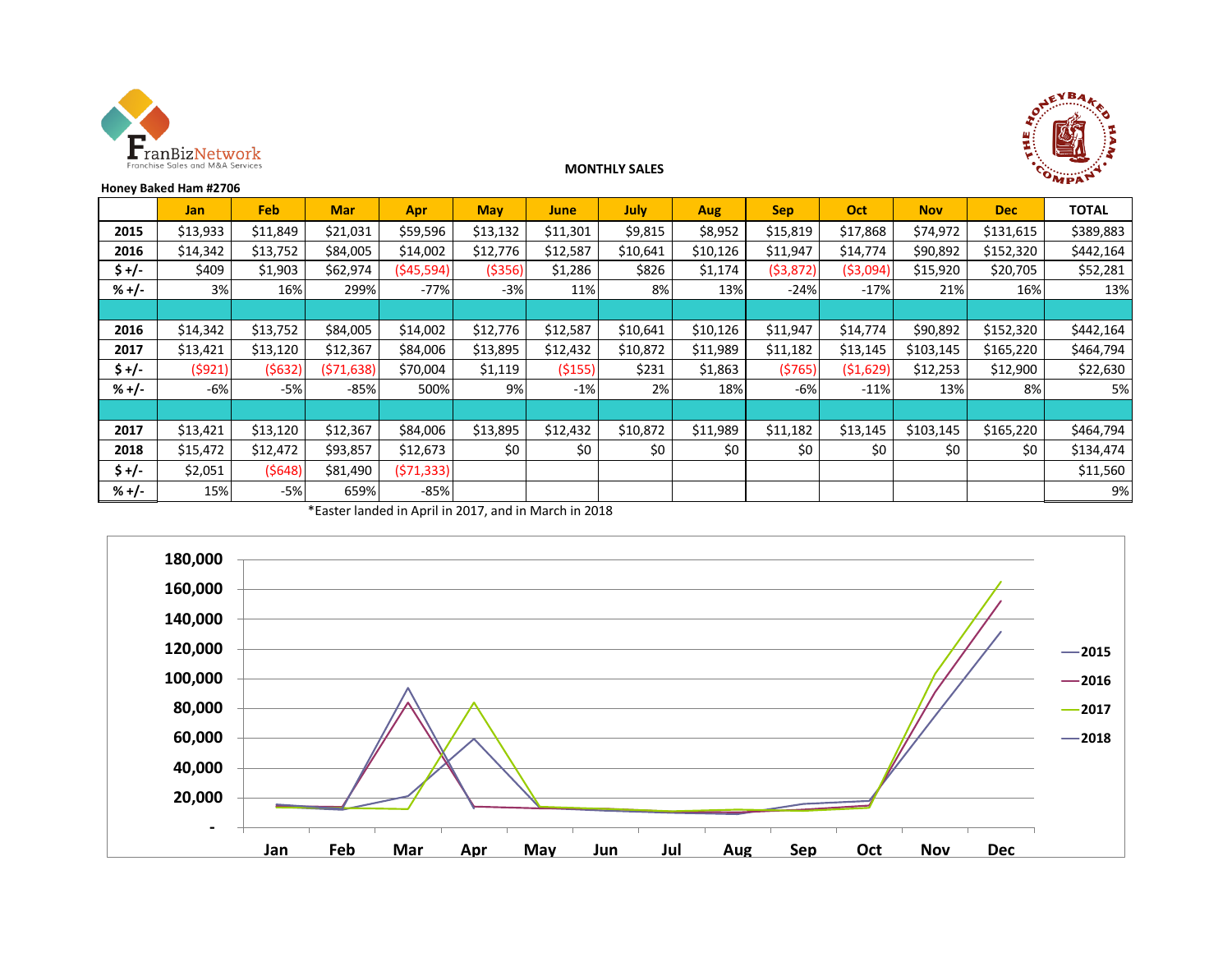**MONTHLY SALES**

**Honey Baked Ham #2706**

| | Jan | Feb | Mar | Apr | May | June | July | Aug | Sep | Oct | Nov | Dec | TOTAL |
|---|---|---|---|---|---|---|---|---|---|---|---|---|---|
| **2015** | $13,933 | $11,849 | $21,031 | $59,596 | $13,132 | $11,301 | $9,815 | $8,952 | $15,819 | $17,868 | $74,972 | $131,615 | $389,883 |
| **2016** | $14,342 | $13,752 | $84,005 | $14,002 | $12,776 | $12,587 | $10,641 | $10,126 | $11,947 | $14,774 | $90,892 | $152,320 | $442,164 |
| **$ +/-** | $409 | $1,903 | $62,974 | ($45,594) | ($356) | $1,286 | $826 | $1,174 | ($3,872) | ($3,094) | $15,920 | $20,705 | $52,281 |
| **% +/-** | 3% | 16% | 299% | -77% | -3% | 11% | 8% | 13% | -24% | -17% | 21% | 16% | 13% |
| | | | | | | | | | | | | | |
| **2016** | $14,342 | $13,752 | $84,005 | $14,002 | $12,776 | $12,587 | $10,641 | $10,126 | $11,947 | $14,774 | $90,892 | $152,320 | $442,164 |
| **2017** | $13,421 | $13,120 | $12,367 | $84,006 | $13,895 | $12,432 | $10,872 | $11,989 | $11,182 | $13,145 | $103,145 | $165,220 | $464,794 |
| **$ +/-** | ($921) | ($632) | ($71,638) | $70,004 | $1,119 | ($155) | $231 | $1,863 | ($765) | ($1,629) | $12,253 | $12,900 | $22,630 |
| **% +/-** | -6% | -5% | -85% | 500% | 9% | -1% | 2% | 18% | -6% | -11% | 13% | 8% | 5% |
| | | | | | | | | | | | | | |
| **2017** | $13,421 | $13,120 | $12,367 | $84,006 | $13,895 | $12,432 | $10,872 | $11,989 | $11,182 | $13,145 | $103,145 | $165,220 | $464,794 |
| **2018** | $15,472 | $12,472 | $93,857 | $12,673 | $0 | $0 | $0 | $0 | $0 | $0 | $0 | $0 | $134,474 |
| **$ +/-** | $2,051 | ($648) | $81,490 | ($71,333) | | | | | | | | | $11,560 |
| **% +/-** | 15% | -5% | 659% | -85% | | | | | | | | | 9% |

*Easter landed in April in 2017, and in March in 2018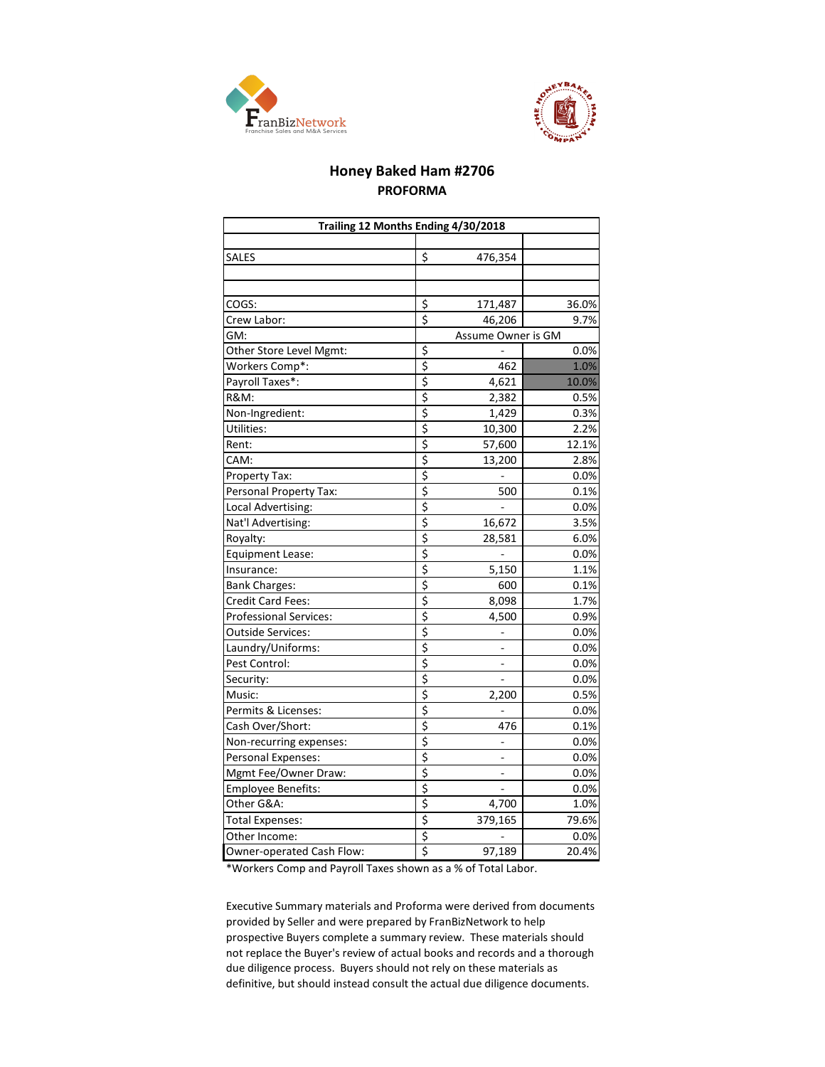## Honey Baked Ham #2706

### PROFORMA

| Trailing 12 Months Ending 4/30/2018 | | |
|---|---|---|
| | | |
| SALES | $ 476,354 | |
| | | |
| | | |
| COGS: | $ 171,487 | 36.0% |
| Crew Labor: | $ 46,206 | 9.7% |
| GM: | Assume Owner is GM | |
| Other Store Level Mgmt: | $ - | 0.0% |
| Workers Comp*: | $ 462 | 1.0% |
| Payroll Taxes*: | $ 4,621 | 10.0% |
| R&M: | $ 2,382 | 0.5% |
| Non-Ingredient: | $ 1,429 | 0.3% |
| Utilities: | $ 10,300 | 2.2% |
| Rent: | $ 57,600 | 12.1% |
| CAM: | $ 13,200 | 2.8% |
| Property Tax: | $ - | 0.0% |
| Personal Property Tax: | $ 500 | 0.1% |
| Local Advertising: | $ - | 0.0% |
| Nat'l Advertising: | $ 16,672 | 3.5% |
| Royalty: | $ 28,581 | 6.0% |
| Equipment Lease: | $ - | 0.0% |
| Insurance: | $ 5,150 | 1.1% |
| Bank Charges: | $ 600 | 0.1% |
| Credit Card Fees: | $ 8,098 | 1.7% |
| Professional Services: | $ 4,500 | 0.9% |
| Outside Services: | $ - | 0.0% |
| Laundry/Uniforms: | $ - | 0.0% |
| Pest Control: | $ - | 0.0% |
| Security: | $ - | 0.0% |
| Music: | $ 2,200 | 0.5% |
| Permits & Licenses: | $ - | 0.0% |
| Cash Over/Short: | $ 476 | 0.1% |
| Non-recurring expenses: | $ - | 0.0% |
| Personal Expenses: | $ - | 0.0% |
| Mgmt Fee/Owner Draw: | $ - | 0.0% |
| Employee Benefits: | $ - | 0.0% |
| Other G&A: | $ 4,700 | 1.0% |
| Total Expenses: | $ 379,165 | 79.6% |
| Other Income: | $ - | 0.0% |
| Owner-operated Cash Flow: | $ 97,189 | 20.4% |

*Workers Comp and Payroll Taxes shown as a % of Total Labor.

Executive Summary materials and Proforma were derived from documents provided by Seller and were prepared by FranBizNetwork to help prospective Buyers complete a summary review. These materials should not replace the Buyer's review of actual books and records and a thorough due diligence process. Buyers should not rely on these materials as definitive, but should instead consult the actual due diligence documents.